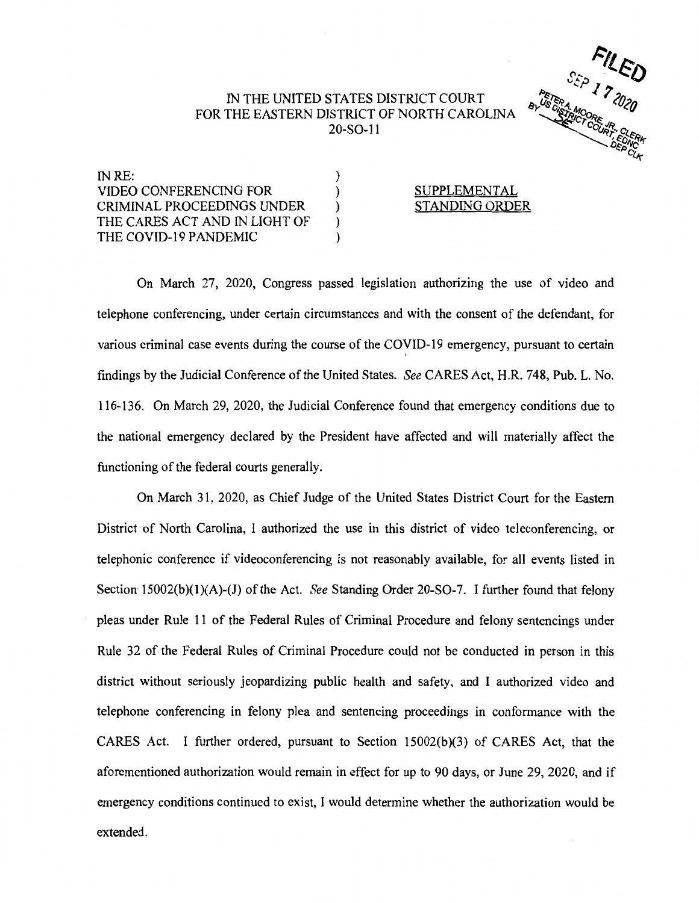IN THE UNITED STATES DISTRICT COURT
FOR THE EASTERN DISTRICT OF NORTH CAROLINA
20-SO-11

FILED
SEP 17 2020
PETER A. MOORE, JR., CLERK
US DISTRICT COURT, EDNC
BY DEP CLK

| | | |
|---|---|---|
| IN RE: | ) | |
| VIDEO CONFERENCING FOR | ) | SUPPLEMENTAL |
| CRIMINAL PROCEEDINGS UNDER | ) | STANDING ORDER |
| THE CARES ACT AND IN LIGHT OF | ) | |
| THE COVID-19 PANDEMIC | ) | |

On March 27, 2020, Congress passed legislation authorizing the use of video and telephone conferencing, under certain circumstances and with the consent of the defendant, for various criminal case events during the course of the COVID-19 emergency, pursuant to certain findings by the Judicial Conference of the United States. *See* CARES Act, H.R. 748, Pub. L. No. 116-136. On March 29, 2020, the Judicial Conference found that emergency conditions due to the national emergency declared by the President have affected and will materially affect the functioning of the federal courts generally.

On March 31, 2020, as Chief Judge of the United States District Court for the Eastern District of North Carolina, I authorized the use in this district of video teleconferencing, or telephonic conference if videoconferencing is not reasonably available, for all events listed in Section 15002(b)(1)(A)-(J) of the Act. *See* Standing Order 20-SO-7. I further found that felony pleas under Rule 11 of the Federal Rules of Criminal Procedure and felony sentencings under Rule 32 of the Federal Rules of Criminal Procedure could not be conducted in person in this district without seriously jeopardizing public health and safety, and I authorized video and telephone conferencing in felony plea and sentencing proceedings in conformance with the CARES Act. I further ordered, pursuant to Section 15002(b)(3) of CARES Act, that the aforementioned authorization would remain in effect for up to 90 days, or June 29, 2020, and if emergency conditions continued to exist, I would determine whether the authorization would be extended.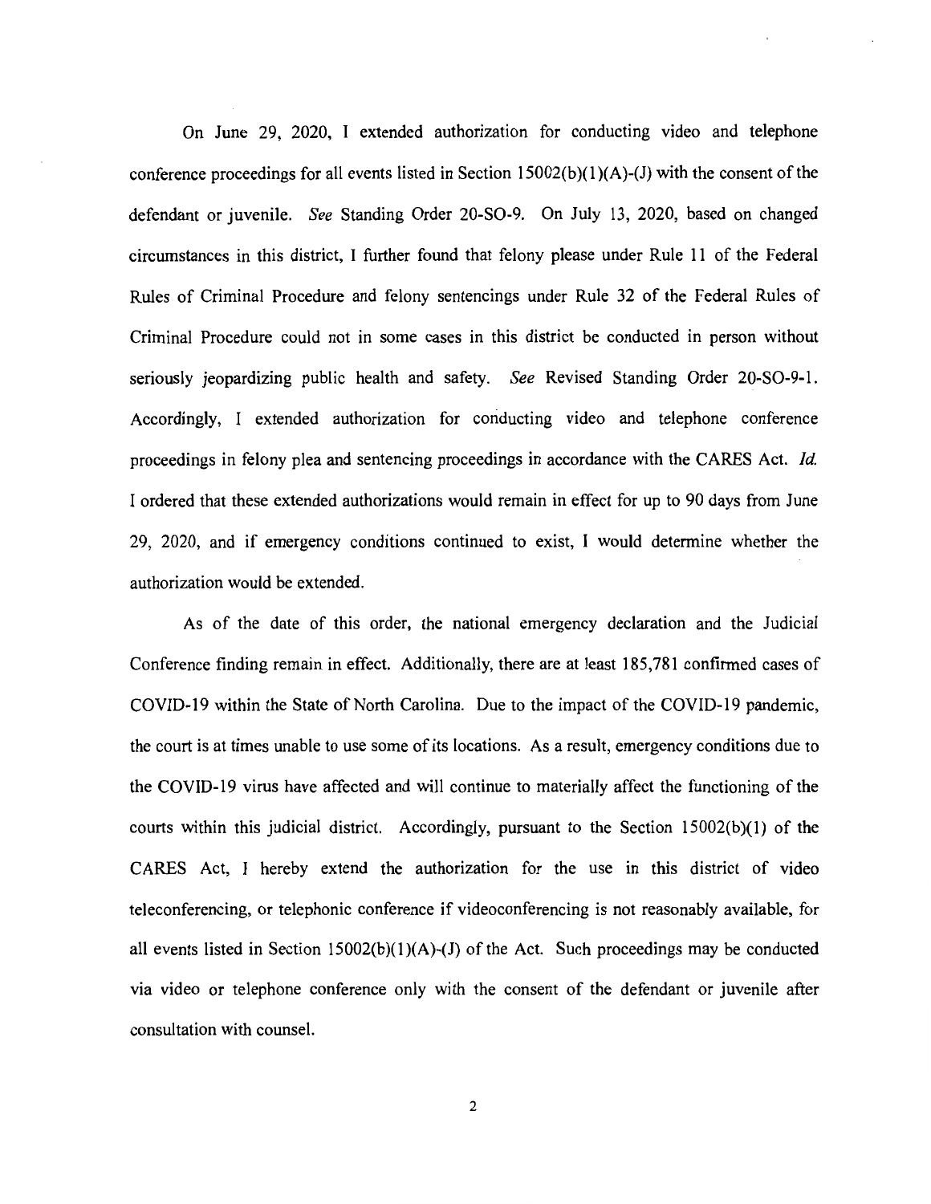On June 29, 2020, I extended authorization for conducting video and telephone conference proceedings for all events listed in Section 15002(b)(1)(A)-(J) with the consent of the defendant or juvenile. *See* Standing Order 20-SO-9. On July 13, 2020, based on changed circumstances in this district, I further found that felony please under Rule 11 of the Federal Rules of Criminal Procedure and felony sentencings under Rule 32 of the Federal Rules of Criminal Procedure could not in some cases in this district be conducted in person without seriously jeopardizing public health and safety. *See* Revised Standing Order 20-SO-9-1. Accordingly, I extended authorization for conducting video and telephone conference proceedings in felony plea and sentencing proceedings in accordance with the CARES Act. *Id.* I ordered that these extended authorizations would remain in effect for up to 90 days from June 29, 2020, and if emergency conditions continued to exist, I would determine whether the authorization would be extended.

As of the date of this order, the national emergency declaration and the Judicial Conference finding remain in effect. Additionally, there are at least 185,781 confirmed cases of COVID-19 within the State of North Carolina. Due to the impact of the COVID-19 pandemic, the court is at times unable to use some of its locations. As a result, emergency conditions due to the COVID-19 virus have affected and will continue to materially affect the functioning of the courts within this judicial district. Accordingly, pursuant to the Section 15002(b)(1) of the CARES Act, I hereby extend the authorization for the use in this district of video teleconferencing, or telephonic conference if videoconferencing is not reasonably available, for all events listed in Section 15002(b)(1)(A)-(J) of the Act. Such proceedings may be conducted via video or telephone conference only with the consent of the defendant or juvenile after consultation with counsel.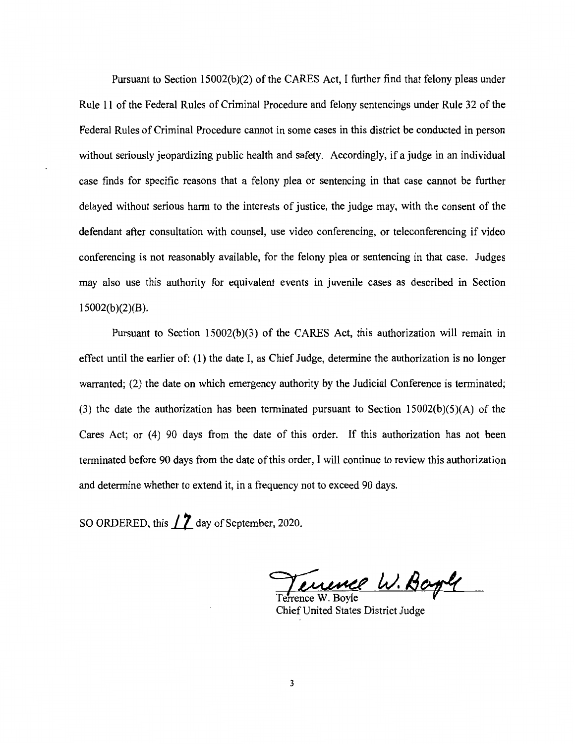Pursuant to Section 15002(b)(2) of the CARES Act, I further find that felony pleas under Rule 11 of the Federal Rules of Criminal Procedure and felony sentencings under Rule 32 of the Federal Rules of Criminal Procedure cannot in some cases in this district be conducted in person without seriously jeopardizing public health and safety. Accordingly, if a judge in an individual case finds for specific reasons that a felony plea or sentencing in that case cannot be further delayed without serious harm to the interests of justice, the judge may, with the consent of the defendant after consultation with counsel, use video conferencing, or teleconferencing if video conferencing is not reasonably available, for the felony plea or sentencing in that case. Judges may also use this authority for equivalent events in juvenile cases as described in Section 15002(b)(2)(B).

Pursuant to Section 15002(b)(3) of the CARES Act, this authorization will remain in effect until the earlier of: (1) the date I, as Chief Judge, determine the authorization is no longer warranted; (2) the date on which emergency authority by the Judicial Conference is terminated; (3) the date the authorization has been terminated pursuant to Section 15002(b)(5)(A) of the Cares Act; or (4) 90 days from the date of this order. If this authorization has not been terminated before 90 days from the date of this order, I will continue to review this authorization and determine whether to extend it, in a frequency not to exceed 90 days.

SO ORDERED, this 17 day of September, 2020.

Terrence W. Boyle

Terrence W. Boyle
Chief United States District Judge